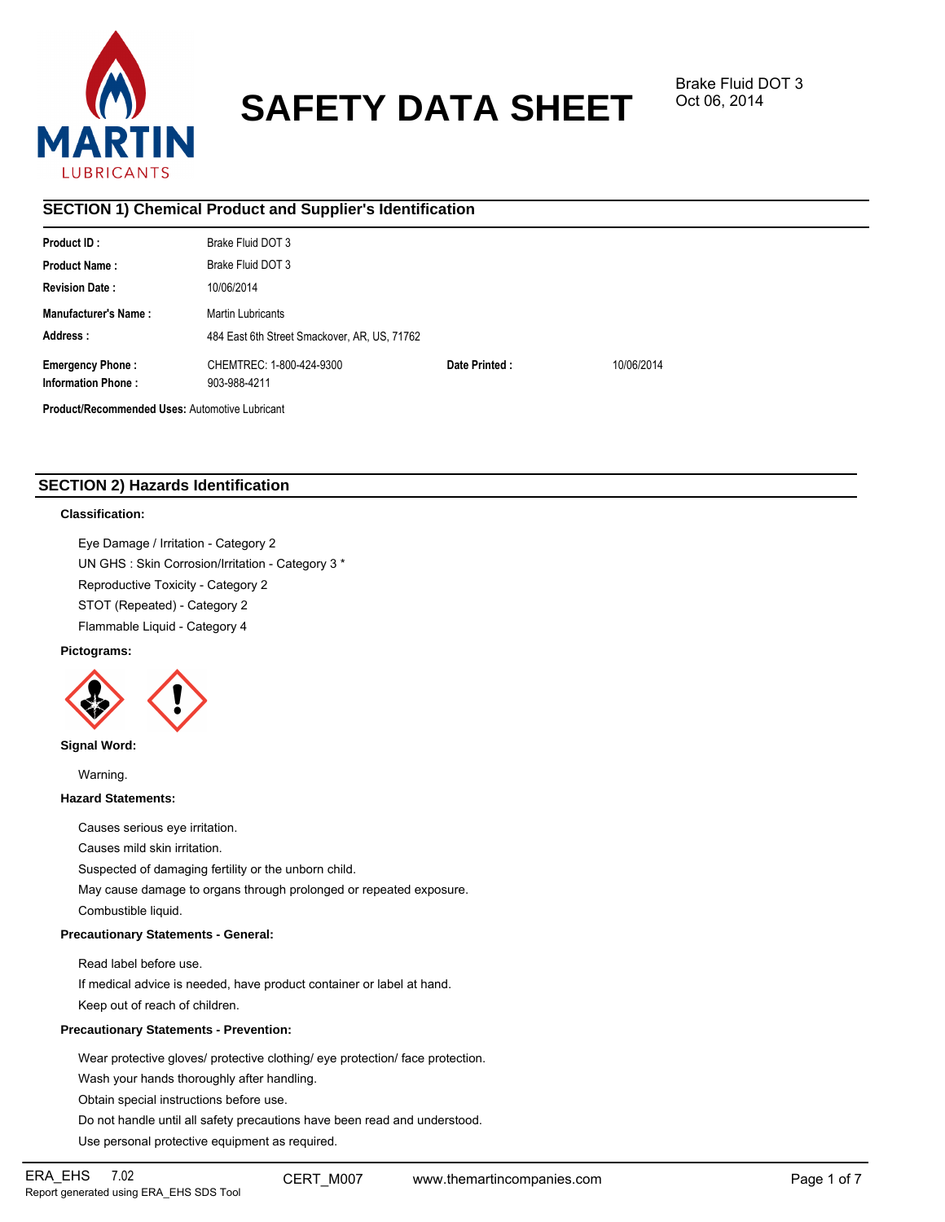# SAFETY DATA SHEET

Brake Fluid DOT 3
Oct 06, 2014

## SECTION 1) Chemical Product and Supplier's Identification

| | | | |
|---|---|---|---|
| **Product ID :** | Brake Fluid DOT 3 | | |
| **Product Name :** | Brake Fluid DOT 3 | | |
| **Revision Date :** | 10/06/2014 | | |
| **Manufacturer's Name :** | Martin Lubricants | | |
| **Address :** | 484 East 6th Street Smackover, AR, US, 71762 | | |
| **Emergency Phone :** | CHEMTREC: 1-800-424-9300 | **Date Printed :** | 10/06/2014 |
| **Information Phone :** | 903-988-4211 | | |

**Product/Recommended Uses:** Automotive Lubricant

## SECTION 2) Hazards Identification

**Classification:**

Eye Damage / Irritation - Category 2

UN GHS : Skin Corrosion/Irritation - Category 3 *

Reproductive Toxicity - Category 2

STOT (Repeated) - Category 2

Flammable Liquid - Category 4

**Pictograms:**

**Signal Word:**

Warning.

**Hazard Statements:**

Causes serious eye irritation.

Causes mild skin irritation.

Suspected of damaging fertility or the unborn child.

May cause damage to organs through prolonged or repeated exposure.

Combustible liquid.

**Precautionary Statements - General:**

Read label before use.

If medical advice is needed, have product container or label at hand.

Keep out of reach of children.

**Precautionary Statements - Prevention:**

Wear protective gloves/ protective clothing/ eye protection/ face protection.

Wash your hands thoroughly after handling.

Obtain special instructions before use.

Do not handle until all safety precautions have been read and understood.

Use personal protective equipment as required.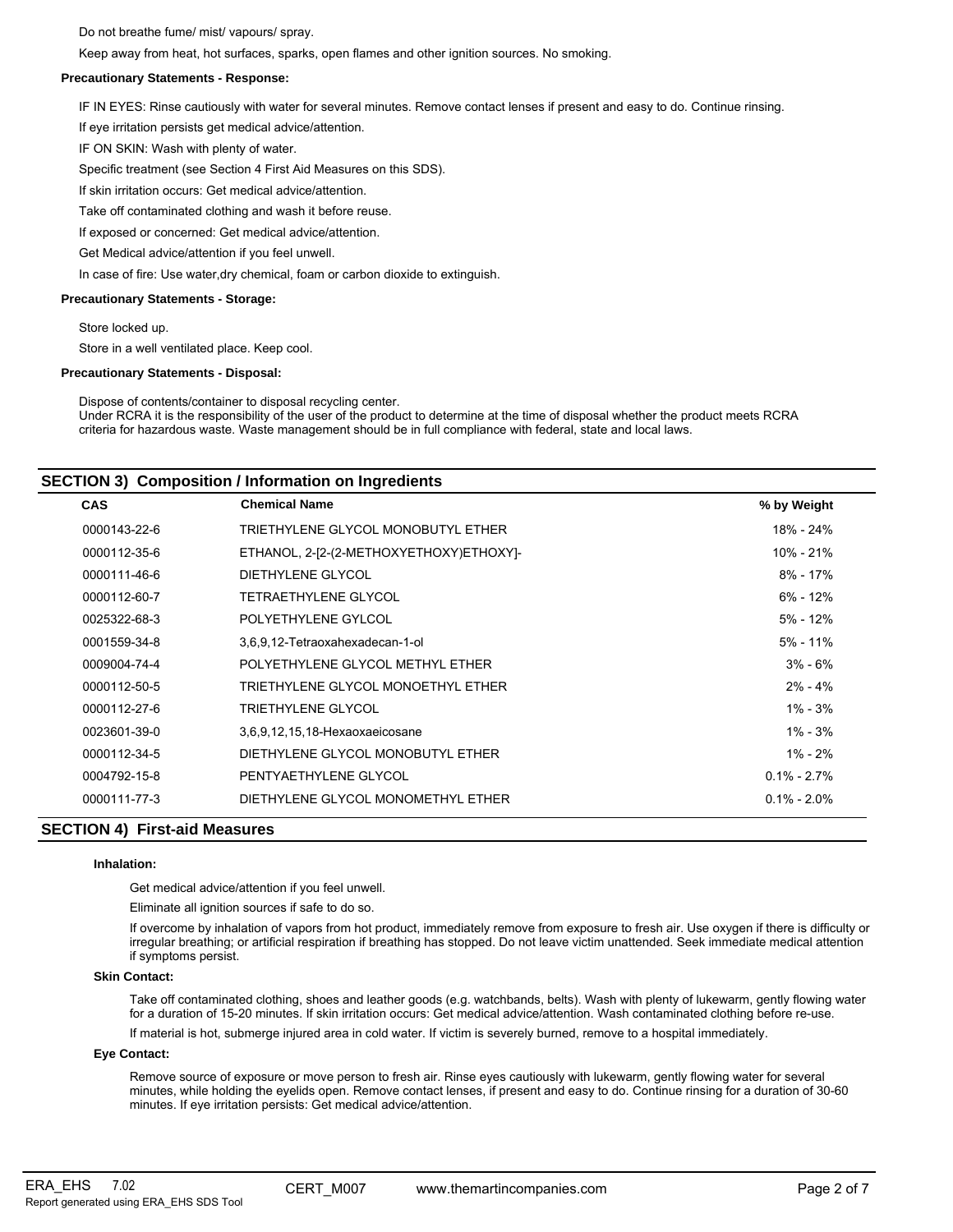Do not breathe fume/ mist/ vapours/ spray.

Keep away from heat, hot surfaces, sparks, open flames and other ignition sources. No smoking.

**Precautionary Statements - Response:**

IF IN EYES: Rinse cautiously with water for several minutes. Remove contact lenses if present and easy to do. Continue rinsing.

If eye irritation persists get medical advice/attention.

IF ON SKIN: Wash with plenty of water.

Specific treatment (see Section 4 First Aid Measures on this SDS).

If skin irritation occurs: Get medical advice/attention.

Take off contaminated clothing and wash it before reuse.

If exposed or concerned: Get medical advice/attention.

Get Medical advice/attention if you feel unwell.

In case of fire: Use water,dry chemical, foam or carbon dioxide to extinguish.

**Precautionary Statements - Storage:**

Store locked up.

Store in a well ventilated place. Keep cool.

**Precautionary Statements - Disposal:**

Dispose of contents/container to disposal recycling center.
Under RCRA it is the responsibility of the user of the product to determine at the time of disposal whether the product meets RCRA criteria for hazardous waste. Waste management should be in full compliance with federal, state and local laws.

## SECTION 3) Composition / Information on Ingredients

| CAS | Chemical Name | % by Weight |
|---|---|---|
| 0000143-22-6 | TRIETHYLENE GLYCOL MONOBUTYL ETHER | 18% - 24% |
| 0000112-35-6 | ETHANOL, 2-[2-(2-METHOXYETHOXY)ETHOXY]- | 10% - 21% |
| 0000111-46-6 | DIETHYLENE GLYCOL | 8% - 17% |
| 0000112-60-7 | TETRAETHYLENE GLYCOL | 6% - 12% |
| 0025322-68-3 | POLYETHYLENE GYLCOL | 5% - 12% |
| 0001559-34-8 | 3,6,9,12-Tetraoxahexadecan-1-ol | 5% - 11% |
| 0009004-74-4 | POLYETHYLENE GLYCOL METHYL ETHER | 3% - 6% |
| 0000112-50-5 | TRIETHYLENE GLYCOL MONOETHYL ETHER | 2% - 4% |
| 0000112-27-6 | TRIETHYLENE GLYCOL | 1% - 3% |
| 0023601-39-0 | 3,6,9,12,15,18-Hexaoxaeicosane | 1% - 3% |
| 0000112-34-5 | DIETHYLENE GLYCOL MONOBUTYL ETHER | 1% - 2% |
| 0004792-15-8 | PENTYAETHYLENE GLYCOL | 0.1% - 2.7% |
| 0000111-77-3 | DIETHYLENE GLYCOL MONOMETHYL ETHER | 0.1% - 2.0% |

## SECTION 4) First-aid Measures

**Inhalation:**

Get medical advice/attention if you feel unwell.

Eliminate all ignition sources if safe to do so.

If overcome by inhalation of vapors from hot product, immediately remove from exposure to fresh air. Use oxygen if there is difficulty or irregular breathing; or artificial respiration if breathing has stopped. Do not leave victim unattended. Seek immediate medical attention if symptoms persist.

**Skin Contact:**

Take off contaminated clothing, shoes and leather goods (e.g. watchbands, belts). Wash with plenty of lukewarm, gently flowing water for a duration of 15-20 minutes. If skin irritation occurs: Get medical advice/attention. Wash contaminated clothing before re-use.

If material is hot, submerge injured area in cold water. If victim is severely burned, remove to a hospital immediately.

**Eye Contact:**

Remove source of exposure or move person to fresh air. Rinse eyes cautiously with lukewarm, gently flowing water for several minutes, while holding the eyelids open. Remove contact lenses, if present and easy to do. Continue rinsing for a duration of 30-60 minutes. If eye irritation persists: Get medical advice/attention.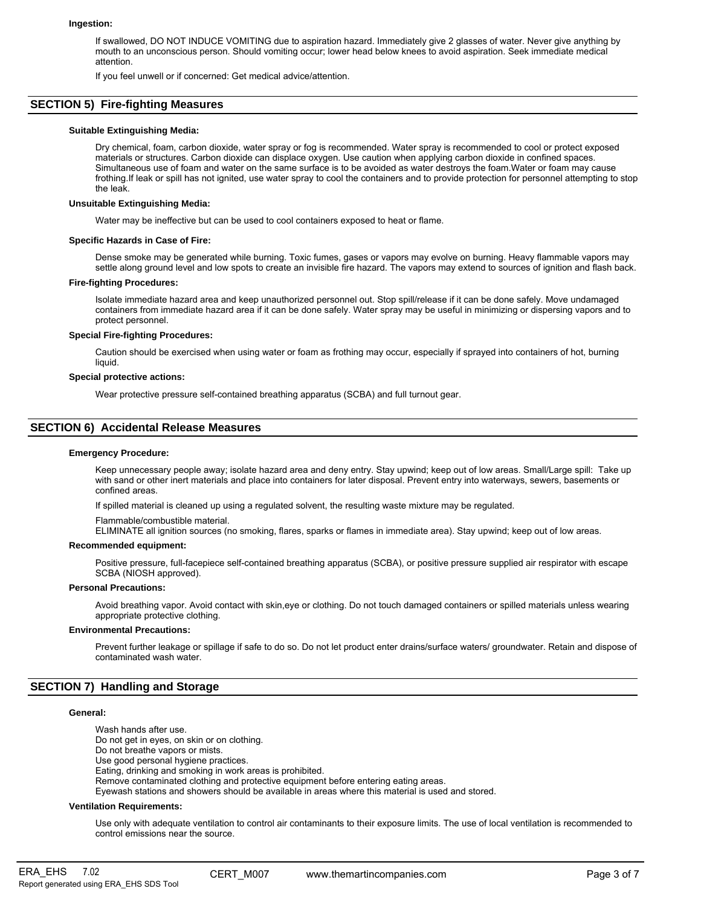**Ingestion:**

If swallowed, DO NOT INDUCE VOMITING due to aspiration hazard. Immediately give 2 glasses of water. Never give anything by mouth to an unconscious person. Should vomiting occur; lower head below knees to avoid aspiration. Seek immediate medical attention.

If you feel unwell or if concerned: Get medical advice/attention.

## SECTION 5) Fire-fighting Measures

**Suitable Extinguishing Media:**

Dry chemical, foam, carbon dioxide, water spray or fog is recommended. Water spray is recommended to cool or protect exposed materials or structures. Carbon dioxide can displace oxygen. Use caution when applying carbon dioxide in confined spaces. Simultaneous use of foam and water on the same surface is to be avoided as water destroys the foam.Water or foam may cause frothing.If leak or spill has not ignited, use water spray to cool the containers and to provide protection for personnel attempting to stop the leak.

**Unsuitable Extinguishing Media:**

Water may be ineffective but can be used to cool containers exposed to heat or flame.

**Specific Hazards in Case of Fire:**

Dense smoke may be generated while burning. Toxic fumes, gases or vapors may evolve on burning. Heavy flammable vapors may settle along ground level and low spots to create an invisible fire hazard. The vapors may extend to sources of ignition and flash back.

**Fire-fighting Procedures:**

Isolate immediate hazard area and keep unauthorized personnel out. Stop spill/release if it can be done safely. Move undamaged containers from immediate hazard area if it can be done safely. Water spray may be useful in minimizing or dispersing vapors and to protect personnel.

**Special Fire-fighting Procedures:**

Caution should be exercised when using water or foam as frothing may occur, especially if sprayed into containers of hot, burning liquid.

**Special protective actions:**

Wear protective pressure self-contained breathing apparatus (SCBA) and full turnout gear.

## SECTION 6) Accidental Release Measures

**Emergency Procedure:**

Keep unnecessary people away; isolate hazard area and deny entry. Stay upwind; keep out of low areas. Small/Large spill: Take up with sand or other inert materials and place into containers for later disposal. Prevent entry into waterways, sewers, basements or confined areas.

If spilled material is cleaned up using a regulated solvent, the resulting waste mixture may be regulated.

Flammable/combustible material.
ELIMINATE all ignition sources (no smoking, flares, sparks or flames in immediate area). Stay upwind; keep out of low areas.

**Recommended equipment:**

Positive pressure, full-facepiece self-contained breathing apparatus (SCBA), or positive pressure supplied air respirator with escape SCBA (NIOSH approved).

**Personal Precautions:**

Avoid breathing vapor. Avoid contact with skin,eye or clothing. Do not touch damaged containers or spilled materials unless wearing appropriate protective clothing.

**Environmental Precautions:**

Prevent further leakage or spillage if safe to do so. Do not let product enter drains/surface waters/ groundwater. Retain and dispose of contaminated wash water.

## SECTION 7) Handling and Storage

**General:**

Wash hands after use.
Do not get in eyes, on skin or on clothing.
Do not breathe vapors or mists.
Use good personal hygiene practices.
Eating, drinking and smoking in work areas is prohibited.
Remove contaminated clothing and protective equipment before entering eating areas.
Eyewash stations and showers should be available in areas where this material is used and stored.

**Ventilation Requirements:**

Use only with adequate ventilation to control air contaminants to their exposure limits. The use of local ventilation is recommended to control emissions near the source.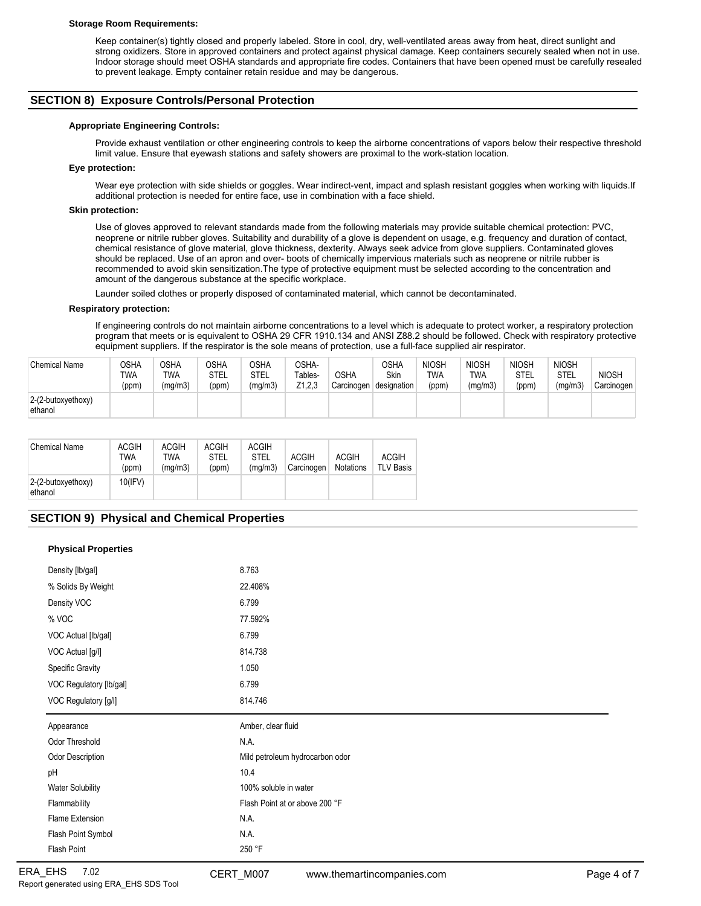**Storage Room Requirements:**

Keep container(s) tightly closed and properly labeled. Store in cool, dry, well-ventilated areas away from heat, direct sunlight and strong oxidizers. Store in approved containers and protect against physical damage. Keep containers securely sealed when not in use. Indoor storage should meet OSHA standards and appropriate fire codes. Containers that have been opened must be carefully resealed to prevent leakage. Empty container retain residue and may be dangerous.

## SECTION 8) Exposure Controls/Personal Protection

**Appropriate Engineering Controls:**

Provide exhaust ventilation or other engineering controls to keep the airborne concentrations of vapors below their respective threshold limit value. Ensure that eyewash stations and safety showers are proximal to the work-station location.

**Eye protection:**

Wear eye protection with side shields or goggles. Wear indirect-vent, impact and splash resistant goggles when working with liquids.If additional protection is needed for entire face, use in combination with a face shield.

**Skin protection:**

Use of gloves approved to relevant standards made from the following materials may provide suitable chemical protection: PVC, neoprene or nitrile rubber gloves. Suitability and durability of a glove is dependent on usage, e.g. frequency and duration of contact, chemical resistance of glove material, glove thickness, dexterity. Always seek advice from glove suppliers. Contaminated gloves should be replaced. Use of an apron and over- boots of chemically impervious materials such as neoprene or nitrile rubber is recommended to avoid skin sensitization.The type of protective equipment must be selected according to the concentration and amount of the dangerous substance at the specific workplace.

Launder soiled clothes or properly disposed of contaminated material, which cannot be decontaminated.

**Respiratory protection:**

If engineering controls do not maintain airborne concentrations to a level which is adequate to protect worker, a respiratory protection program that meets or is equivalent to OSHA 29 CFR 1910.134 and ANSI Z88.2 should be followed. Check with respiratory protective equipment suppliers. If the respirator is the sole means of protection, use a full-face supplied air respirator.

| Chemical Name | OSHA TWA (ppm) | OSHA TWA (mg/m3) | OSHA STEL (ppm) | OSHA STEL (mg/m3) | OSHA-Tables-Z1,2,3 | OSHA Carcinogen | OSHA Skin designation | NIOSH TWA (ppm) | NIOSH TWA (mg/m3) | NIOSH STEL (ppm) | NIOSH STEL (mg/m3) | NIOSH Carcinogen |
|---|---|---|---|---|---|---|---|---|---|---|---|---|
| 2-(2-butoxyethoxy) ethanol | | | | | | | | | | | | |

| Chemical Name | ACGIH TWA (ppm) | ACGIH TWA (mg/m3) | ACGIH STEL (ppm) | ACGIH STEL (mg/m3) | ACGIH Carcinogen | ACGIH Notations | ACGIH TLV Basis |
|---|---|---|---|---|---|---|---|
| 2-(2-butoxyethoxy) ethanol | 10(IFV) | | | | | | |

## SECTION 9) Physical and Chemical Properties

**Physical Properties**

| | |
|---|---|
| Density [lb/gal] | 8.763 |
| % Solids By Weight | 22.408% |
| Density VOC | 6.799 |
| % VOC | 77.592% |
| VOC Actual [lb/gal] | 6.799 |
| VOC Actual [g/l] | 814.738 |
| Specific Gravity | 1.050 |
| VOC Regulatory [lb/gal] | 6.799 |
| VOC Regulatory [g/l] | 814.746 |

| | |
|---|---|
| Appearance | Amber, clear fluid |
| Odor Threshold | N.A. |
| Odor Description | Mild petroleum hydrocarbon odor |
| pH | 10.4 |
| Water Solubility | 100% soluble in water |
| Flammability | Flash Point at or above 200 °F |
| Flame Extension | N.A. |
| Flash Point Symbol | N.A. |
| Flash Point | 250 °F |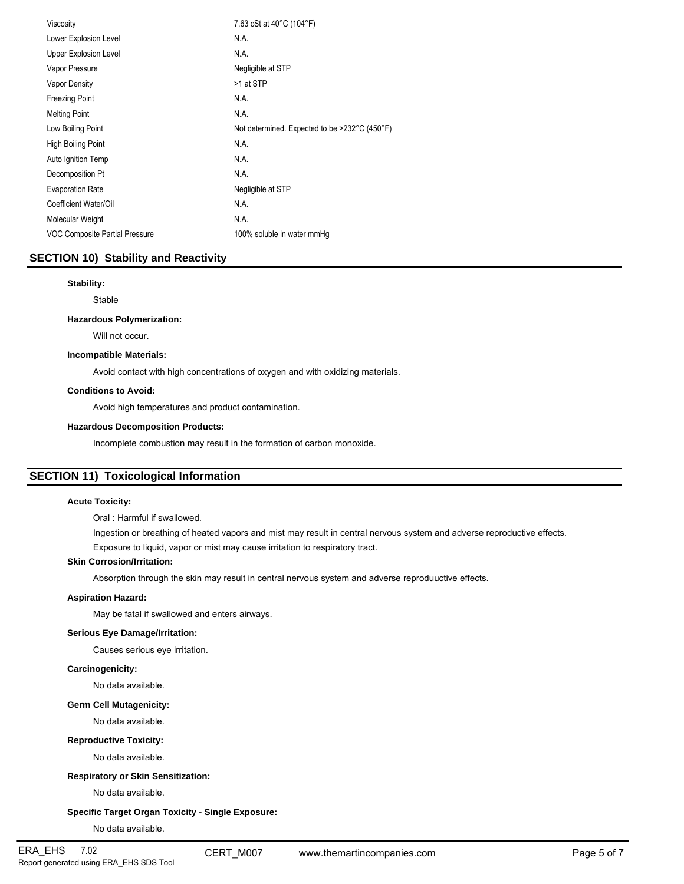| | |
|---|---|
| Viscosity | 7.63 cSt at 40°C (104°F) |
| Lower Explosion Level | N.A. |
| Upper Explosion Level | N.A. |
| Vapor Pressure | Negligible at STP |
| Vapor Density | >1 at STP |
| Freezing Point | N.A. |
| Melting Point | N.A. |
| Low Boiling Point | Not determined. Expected to be >232°C (450°F) |
| High Boiling Point | N.A. |
| Auto Ignition Temp | N.A. |
| Decomposition Pt | N.A. |
| Evaporation Rate | Negligible at STP |
| Coefficient Water/Oil | N.A. |
| Molecular Weight | N.A. |
| VOC Composite Partial Pressure | 100% soluble in water mmHg |

## SECTION 10) Stability and Reactivity

**Stability:**

Stable

**Hazardous Polymerization:**

Will not occur.

**Incompatible Materials:**

Avoid contact with high concentrations of oxygen and with oxidizing materials.

**Conditions to Avoid:**

Avoid high temperatures and product contamination.

**Hazardous Decomposition Products:**

Incomplete combustion may result in the formation of carbon monoxide.

## SECTION 11) Toxicological Information

**Acute Toxicity:**

Oral : Harmful if swallowed.

Ingestion or breathing of heated vapors and mist may result in central nervous system and adverse reproductive effects.

Exposure to liquid, vapor or mist may cause irritation to respiratory tract.

**Skin Corrosion/Irritation:**

Absorption through the skin may result in central nervous system and adverse reproduuctive effects.

**Aspiration Hazard:**

May be fatal if swallowed and enters airways.

**Serious Eye Damage/Irritation:**

Causes serious eye irritation.

**Carcinogenicity:**

No data available.

**Germ Cell Mutagenicity:**

No data available.

**Reproductive Toxicity:**

No data available.

**Respiratory or Skin Sensitization:**

No data available.

**Specific Target Organ Toxicity - Single Exposure:**

No data available.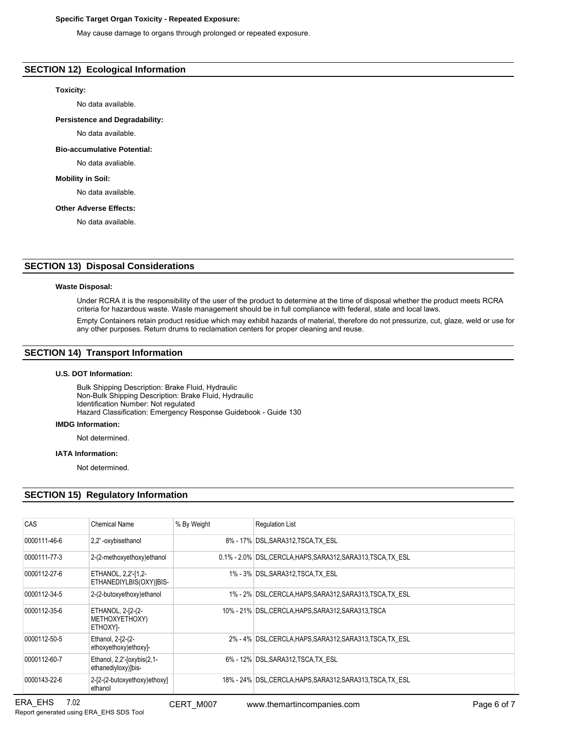**Specific Target Organ Toxicity - Repeated Exposure:**

May cause damage to organs through prolonged or repeated exposure.

## SECTION 12) Ecological Information

**Toxicity:**

No data available.

**Persistence and Degradability:**

No data available.

**Bio-accumulative Potential:**

No data avaliable.

**Mobility in Soil:**

No data available.

**Other Adverse Effects:**

No data available.

## SECTION 13) Disposal Considerations

**Waste Disposal:**

Under RCRA it is the responsibility of the user of the product to determine at the time of disposal whether the product meets RCRA criteria for hazardous waste. Waste management should be in full compliance with federal, state and local laws.

Empty Containers retain product residue which may exhibit hazards of material, therefore do not pressurize, cut, glaze, weld or use for any other purposes. Return drums to reclamation centers for proper cleaning and reuse.

## SECTION 14) Transport Information

**U.S. DOT Information:**

Bulk Shipping Description: Brake Fluid, Hydraulic
Non-Bulk Shipping Description: Brake Fluid, Hydraulic
Identification Number: Not regulated
Hazard Classification: Emergency Response Guidebook - Guide 130

**IMDG Information:**

Not determined.

**IATA Information:**

Not determined.

## SECTION 15) Regulatory Information

| CAS | Chemical Name | % By Weight | Regulation List |
|---|---|---|---|
| 0000111-46-6 | 2,2' -oxybisethanol | 8% - 17% | DSL,SARA312,TSCA,TX_ESL |
| 0000111-77-3 | 2-(2-methoxyethoxy)ethanol | 0.1% - 2.0% | DSL,CERCLA,HAPS,SARA312,SARA313,TSCA,TX_ESL |
| 0000112-27-6 | ETHANOL, 2,2'-[1,2-ETHANEDIYLBIS(OXY)]BIS- | 1% - 3% | DSL,SARA312,TSCA,TX_ESL |
| 0000112-34-5 | 2-(2-butoxyethoxy)ethanol | 1% - 2% | DSL,CERCLA,HAPS,SARA312,SARA313,TSCA,TX_ESL |
| 0000112-35-6 | ETHANOL, 2-[2-(2-METHOXYETHOXY) ETHOXY]- | 10% - 21% | DSL,CERCLA,HAPS,SARA312,SARA313,TSCA |
| 0000112-50-5 | Ethanol, 2-[2-(2-ethoxyethoxy)ethoxy]- | 2% - 4% | DSL,CERCLA,HAPS,SARA312,SARA313,TSCA,TX_ESL |
| 0000112-60-7 | Ethanol, 2,2'-[oxybis(2,1-ethanediyloxy)]bis- | 6% - 12% | DSL,SARA312,TSCA,TX_ESL |
| 0000143-22-6 | 2-[2-(2-butoxyethoxy)ethoxy] ethanol | 18% - 24% | DSL,CERCLA,HAPS,SARA312,SARA313,TSCA,TX_ESL |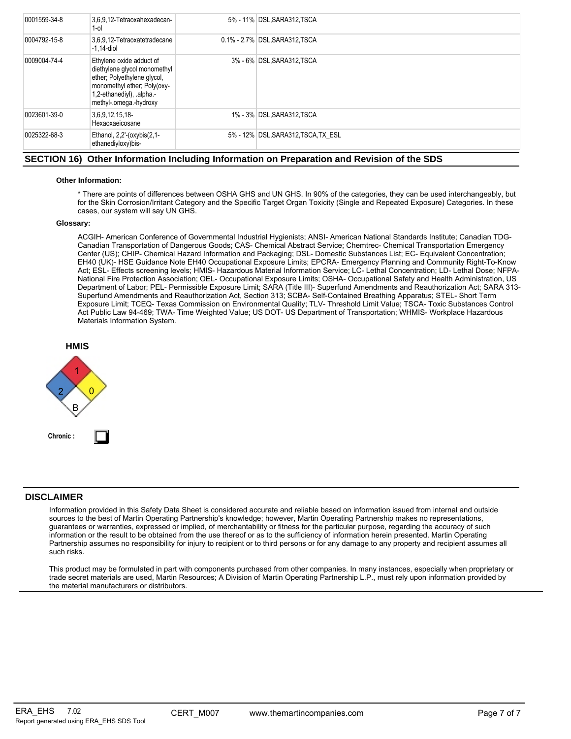| | | | |
|---|---|---|---|
| 0001559-34-8 | 3,6,9,12-Tetraoxahexadecan-1-ol | 5% - 11% | DSL,SARA312,TSCA |
| 0004792-15-8 | 3,6,9,12-Tetraoxatetradecane-1,14-diol | 0.1% - 2.7% | DSL,SARA312,TSCA |
| 0009004-74-4 | Ethylene oxide adduct of diethylene glycol monomethyl ether; Polyethylene glycol, monomethyl ether; Poly(oxy-1,2-ethanediyl), .alpha.-methyl-.omega.-hydroxy | 3% - 6% | DSL,SARA312,TSCA |
| 0023601-39-0 | 3,6,9,12,15,18-Hexaoxaeicosane | 1% - 3% | DSL,SARA312,TSCA |
| 0025322-68-3 | Ethanol, 2,2'-(oxybis(2,1-ethanediyloxy)bis- | 5% - 12% | DSL,SARA312,TSCA,TX_ESL |

## SECTION 16) Other Information Including Information on Preparation and Revision of the SDS

**Other Information:**

* There are points of differences between OSHA GHS and UN GHS. In 90% of the categories, they can be used interchangeably, but for the Skin Corrosion/Irritant Category and the Specific Target Organ Toxicity (Single and Repeated Exposure) Categories. In these cases, our system will say UN GHS.

**Glossary:**

ACGIH- American Conference of Governmental Industrial Hygienists; ANSI- American National Standards Institute; Canadian TDG- Canadian Transportation of Dangerous Goods; CAS- Chemical Abstract Service; Chemtrec- Chemical Transportation Emergency Center (US); CHIP- Chemical Hazard Information and Packaging; DSL- Domestic Substances List; EC- Equivalent Concentration; EH40 (UK)- HSE Guidance Note EH40 Occupational Exposure Limits; EPCRA- Emergency Planning and Community Right-To-Know Act; ESL- Effects screening levels; HMIS- Hazardous Material Information Service; LC- Lethal Concentration; LD- Lethal Dose; NFPA- National Fire Protection Association; OEL- Occupational Exposure Limits; OSHA- Occupational Safety and Health Administration, US Department of Labor; PEL- Permissible Exposure Limit; SARA (Title III)- Superfund Amendments and Reauthorization Act; SARA 313- Superfund Amendments and Reauthorization Act, Section 313; SCBA- Self-Contained Breathing Apparatus; STEL- Short Term Exposure Limit; TCEQ- Texas Commission on Environmental Quality; TLV- Threshold Limit Value; TSCA- Toxic Substances Control Act Public Law 94-469; TWA- Time Weighted Value; US DOT- US Department of Transportation; WHMIS- Workplace Hazardous Materials Information System.

**HMIS**

1

2 0

B

Chronic : ☐

## DISCLAIMER

Information provided in this Safety Data Sheet is considered accurate and reliable based on information issued from internal and outside sources to the best of Martin Operating Partnership's knowledge; however, Martin Operating Partnership makes no representations, guarantees or warranties, expressed or implied, of merchantability or fitness for the particular purpose, regarding the accuracy of such information or the result to be obtained from the use thereof or as to the sufficiency of information herein presented. Martin Operating Partnership assumes no responsibility for injury to recipient or to third persons or for any damage to any property and recipient assumes all such risks.

This product may be formulated in part with components purchased from other companies. In many instances, especially when proprietary or trade secret materials are used, Martin Resources; A Division of Martin Operating Partnership L.P., must rely upon information provided by the material manufacturers or distributors.

ERA_EHS 7.02 
Report generated using ERA_EHS SDS Tool

CERT_M007 www.themartincompanies.com